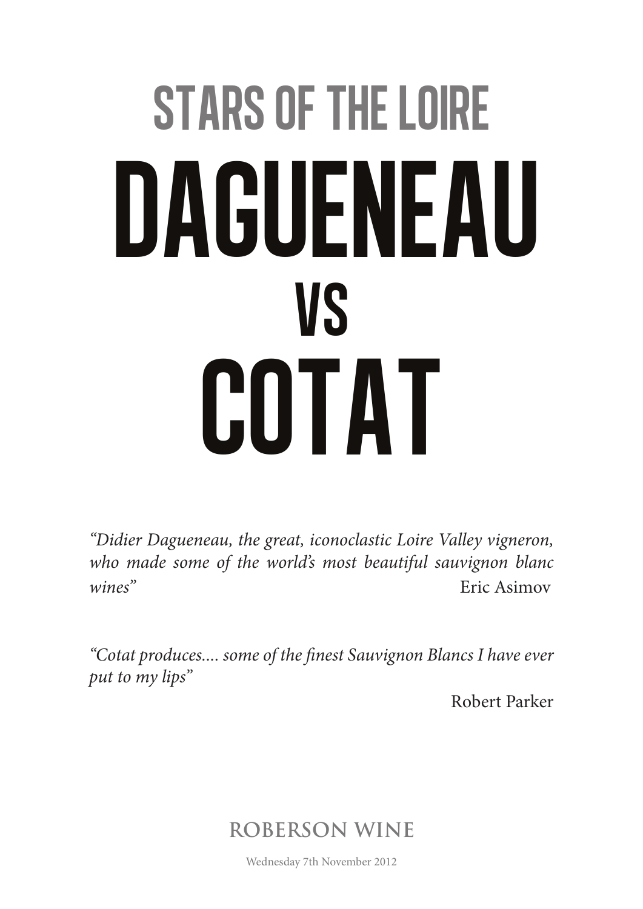## STARS OF THE LOIRE

# DAGUENEAU

## VS

# COTAT

*"Didier Dagueneau, the great, iconoclastic Loire Valley vigneron, who made some of the world's most beautiful sauvignon blanc wines"* Eric Asimov

*"Cotat produces.... some of the finest Sauvignon Blancs I have ever put to my lips"*

Robert Parker

**ROBERSON WINE**

Wednesday 7th November 2012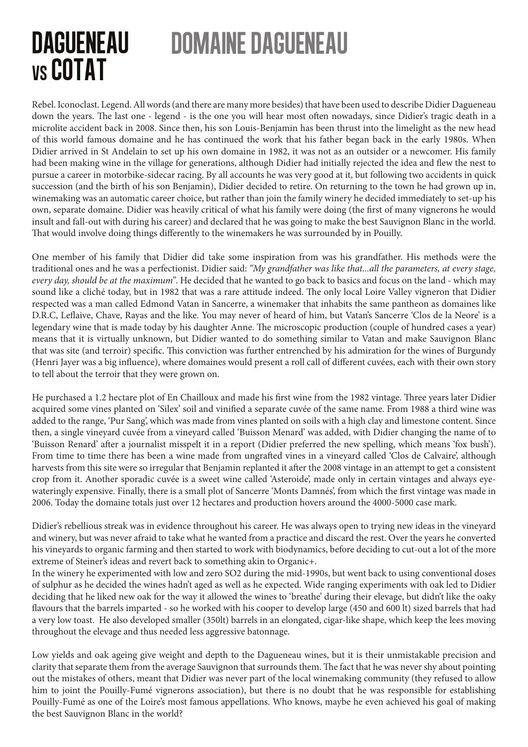# DAGUENEAU VS COTAT

## DOMAINE DAGUENEAU

Rebel. Iconoclast. Legend. All words (and there are many more besides) that have been used to describe Didier Dagueneau down the years. The last one - legend - is the one you will hear most often nowadays, since Didier's tragic death in a microlite accident back in 2008. Since then, his son Louis-Benjamin has been thrust into the limelight as the new head of this world famous domaine and he has continued the work that his father began back in the early 1980s. When Didier arrived in St Andelain to set up his own domaine in 1982, it was not as an outsider or a newcomer. His family had been making wine in the village for generations, although Didier had initially rejected the idea and flew the nest to pursue a career in motorbike-sidecar racing. By all accounts he was very good at it, but following two accidents in quick succession (and the birth of his son Benjamin), Didier decided to retire. On returning to the town he had grown up in, winemaking was an automatic career choice, but rather than join the family winery he decided immediately to set-up his own, separate domaine. Didier was heavily critical of what his family were doing (the first of many vignerons he would insult and fall-out with during his career) and declared that he was going to make the best Sauvignon Blanc in the world. That would involve doing things differently to the winemakers he was surrounded by in Pouilly.

One member of his family that Didier did take some inspiration from was his grandfather. His methods were the traditional ones and he was a perfectionist. Didier said: *"My grandfather was like that...all the parameters, at every stage, every day, should be at the maximum"*. He decided that he wanted to go back to basics and focus on the land - which may sound like a cliché today, but in 1982 that was a rare attitude indeed. The only local Loire Valley vigneron that Didier respected was a man called Edmond Vatan in Sancerre, a winemaker that inhabits the same pantheon as domaines like D.R.C, Leflaive, Chave, Rayas and the like. You may never of heard of him, but Vatan's Sancerre 'Clos de la Neore' is a legendary wine that is made today by his daughter Anne. The microscopic production (couple of hundred cases a year) means that it is virtually unknown, but Didier wanted to do something similar to Vatan and make Sauvignon Blanc that was site (and terroir) specific. This conviction was further entrenched by his admiration for the wines of Burgundy (Henri Jayer was a big influence), where domaines would present a roll call of different cuvées, each with their own story to tell about the terroir that they were grown on.

He purchased a 1.2 hectare plot of En Chailloux and made his first wine from the 1982 vintage. Three years later Didier acquired some vines planted on 'Silex' soil and vinified a separate cuvée of the same name. From 1988 a third wine was added to the range, 'Pur Sang', which was made from vines planted on soils with a high clay and limestone content. Since then, a single vineyard cuvée from a vineyard called 'Buisson Menard' was added, with Didier changing the name of to 'Buisson Renard' after a journalist misspelt it in a report (Didier preferred the new spelling, which means 'fox bush'). From time to time there has been a wine made from ungrafted vines in a vineyard called 'Clos de Calvaire', although harvests from this site were so irregular that Benjamin replanted it after the 2008 vintage in an attempt to get a consistent crop from it. Another sporadic cuvée is a sweet wine called 'Asteroide', made only in certain vintages and always eye-wateringly expensive. Finally, there is a small plot of Sancerre 'Monts Damnés', from which the first vintage was made in 2006. Today the domaine totals just over 12 hectares and production hovers around the 4000-5000 case mark.

Didier's rebellious streak was in evidence throughout his career. He was always open to trying new ideas in the vineyard and winery, but was never afraid to take what he wanted from a practice and discard the rest. Over the years he converted his vineyards to organic farming and then started to work with biodynamics, before deciding to cut-out a lot of the more extreme of Steiner's ideas and revert back to something akin to Organic+.
In the winery he experimented with low and zero SO2 during the mid-1990s, but went back to using conventional doses of sulphur as he decided the wines hadn't aged as well as he expected. Wide ranging experiments with oak led to Didier deciding that he liked new oak for the way it allowed the wines to 'breathe' during their elevage, but didn't like the oaky flavours that the barrels imparted - so he worked with his cooper to develop large (450 and 600 lt) sized barrels that had a very low toast. He also developed smaller (350lt) barrels in an elongated, cigar-like shape, which keep the lees moving throughout the elevage and thus needed less aggressive batonnage.

Low yields and oak ageing give weight and depth to the Dagueneau wines, but it is their unmistakable precision and clarity that separate them from the average Sauvignon that surrounds them. The fact that he was never shy about pointing out the mistakes of others, meant that Didier was never part of the local winemaking community (they refused to allow him to joint the Pouilly-Fumé vignerons association), but there is no doubt that he was responsible for establishing Pouilly-Fumé as one of the Loire's most famous appellations. Who knows, maybe he even achieved his goal of making the best Sauvignon Blanc in the world?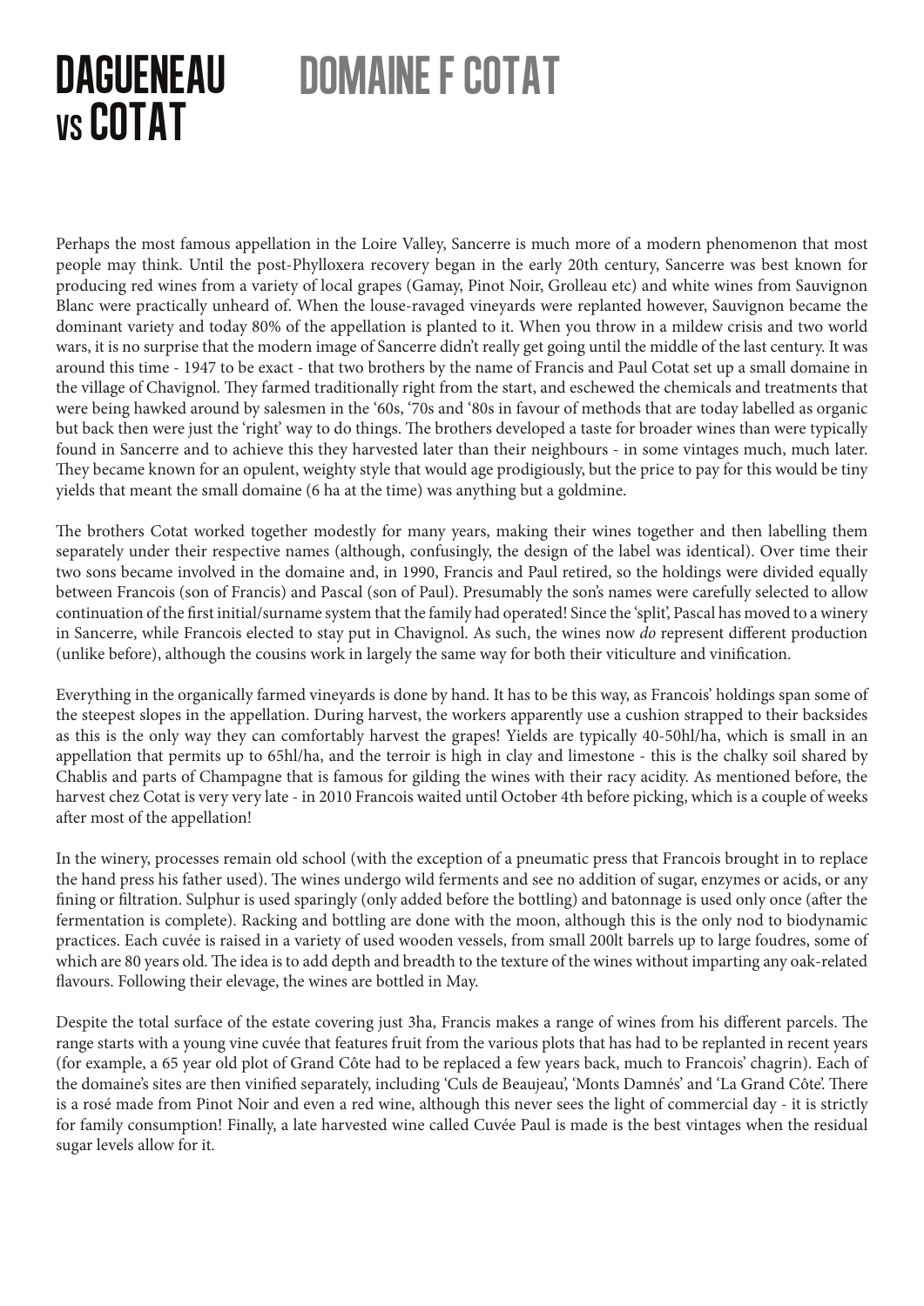# DAGUENEAU vs COTAT

# DOMAINE F COTAT

Perhaps the most famous appellation in the Loire Valley, Sancerre is much more of a modern phenomenon that most people may think. Until the post-Phylloxera recovery began in the early 20th century, Sancerre was best known for producing red wines from a variety of local grapes (Gamay, Pinot Noir, Grolleau etc) and white wines from Sauvignon Blanc were practically unheard of. When the louse-ravaged vineyards were replanted however, Sauvignon became the dominant variety and today 80% of the appellation is planted to it. When you throw in a mildew crisis and two world wars, it is no surprise that the modern image of Sancerre didn't really get going until the middle of the last century. It was around this time - 1947 to be exact - that two brothers by the name of Francis and Paul Cotat set up a small domaine in the village of Chavignol. They farmed traditionally right from the start, and eschewed the chemicals and treatments that were being hawked around by salesmen in the '60s, '70s and '80s in favour of methods that are today labelled as organic but back then were just the 'right' way to do things. The brothers developed a taste for broader wines than were typically found in Sancerre and to achieve this they harvested later than their neighbours - in some vintages much, much later. They became known for an opulent, weighty style that would age prodigiously, but the price to pay for this would be tiny yields that meant the small domaine (6 ha at the time) was anything but a goldmine.

The brothers Cotat worked together modestly for many years, making their wines together and then labelling them separately under their respective names (although, confusingly, the design of the label was identical). Over time their two sons became involved in the domaine and, in 1990, Francis and Paul retired, so the holdings were divided equally between Francois (son of Francis) and Pascal (son of Paul). Presumably the son's names were carefully selected to allow continuation of the first initial/surname system that the family had operated! Since the 'split', Pascal has moved to a winery in Sancerre, while Francois elected to stay put in Chavignol. As such, the wines now *do* represent different production (unlike before), although the cousins work in largely the same way for both their viticulture and vinification.

Everything in the organically farmed vineyards is done by hand. It has to be this way, as Francois' holdings span some of the steepest slopes in the appellation. During harvest, the workers apparently use a cushion strapped to their backsides as this is the only way they can comfortably harvest the grapes! Yields are typically 40-50hl/ha, which is small in an appellation that permits up to 65hl/ha, and the terroir is high in clay and limestone - this is the chalky soil shared by Chablis and parts of Champagne that is famous for gilding the wines with their racy acidity. As mentioned before, the harvest chez Cotat is very very late - in 2010 Francois waited until October 4th before picking, which is a couple of weeks after most of the appellation!

In the winery, processes remain old school (with the exception of a pneumatic press that Francois brought in to replace the hand press his father used). The wines undergo wild ferments and see no addition of sugar, enzymes or acids, or any fining or filtration. Sulphur is used sparingly (only added before the bottling) and batonnage is used only once (after the fermentation is complete). Racking and bottling are done with the moon, although this is the only nod to biodynamic practices. Each cuvée is raised in a variety of used wooden vessels, from small 200lt barrels up to large foudres, some of which are 80 years old. The idea is to add depth and breadth to the texture of the wines without imparting any oak-related flavours. Following their elevage, the wines are bottled in May.

Despite the total surface of the estate covering just 3ha, Francis makes a range of wines from his different parcels. The range starts with a young vine cuvée that features fruit from the various plots that has had to be replanted in recent years (for example, a 65 year old plot of Grand Côte had to be replaced a few years back, much to Francois' chagrin). Each of the domaine's sites are then vinified separately, including 'Culs de Beaujeau', 'Monts Damnés' and 'La Grand Côte'. There is a rosé made from Pinot Noir and even a red wine, although this never sees the light of commercial day - it is strictly for family consumption! Finally, a late harvested wine called Cuvée Paul is made is the best vintages when the residual sugar levels allow for it.